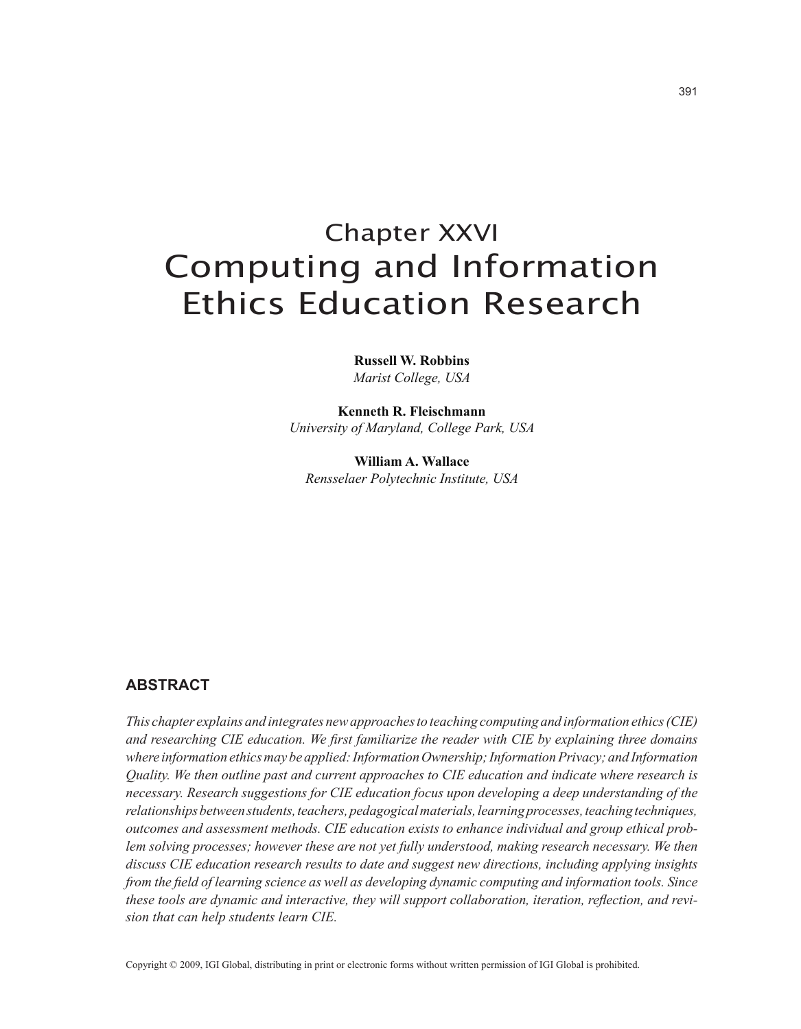# Chapter XXVI
# Computing and Information Ethics Education Research

**Russell W. Robbins**
*Marist College, USA*

**Kenneth R. Fleischmann**
*University of Maryland, College Park, USA*

**William A. Wallace**
*Rensselaer Polytechnic Institute, USA*

## ABSTRACT

*This chapter explains and integrates new approaches to teaching computing and information ethics (CIE) and researching CIE education. We first familiarize the reader with CIE by explaining three domains where information ethics may be applied: Information Ownership; Information Privacy; and Information Quality. We then outline past and current approaches to CIE education and indicate where research is necessary. Research suggestions for CIE education focus upon developing a deep understanding of the relationships between students, teachers, pedagogical materials, learning processes, teaching techniques, outcomes and assessment methods. CIE education exists to enhance individual and group ethical problem solving processes; however these are not yet fully understood, making research necessary. We then discuss CIE education research results to date and suggest new directions, including applying insights from the field of learning science as well as developing dynamic computing and information tools. Since these tools are dynamic and interactive, they will support collaboration, iteration, reflection, and revision that can help students learn CIE.*

Copyright © 2009, IGI Global, distributing in print or electronic forms without written permission of IGI Global is prohibited.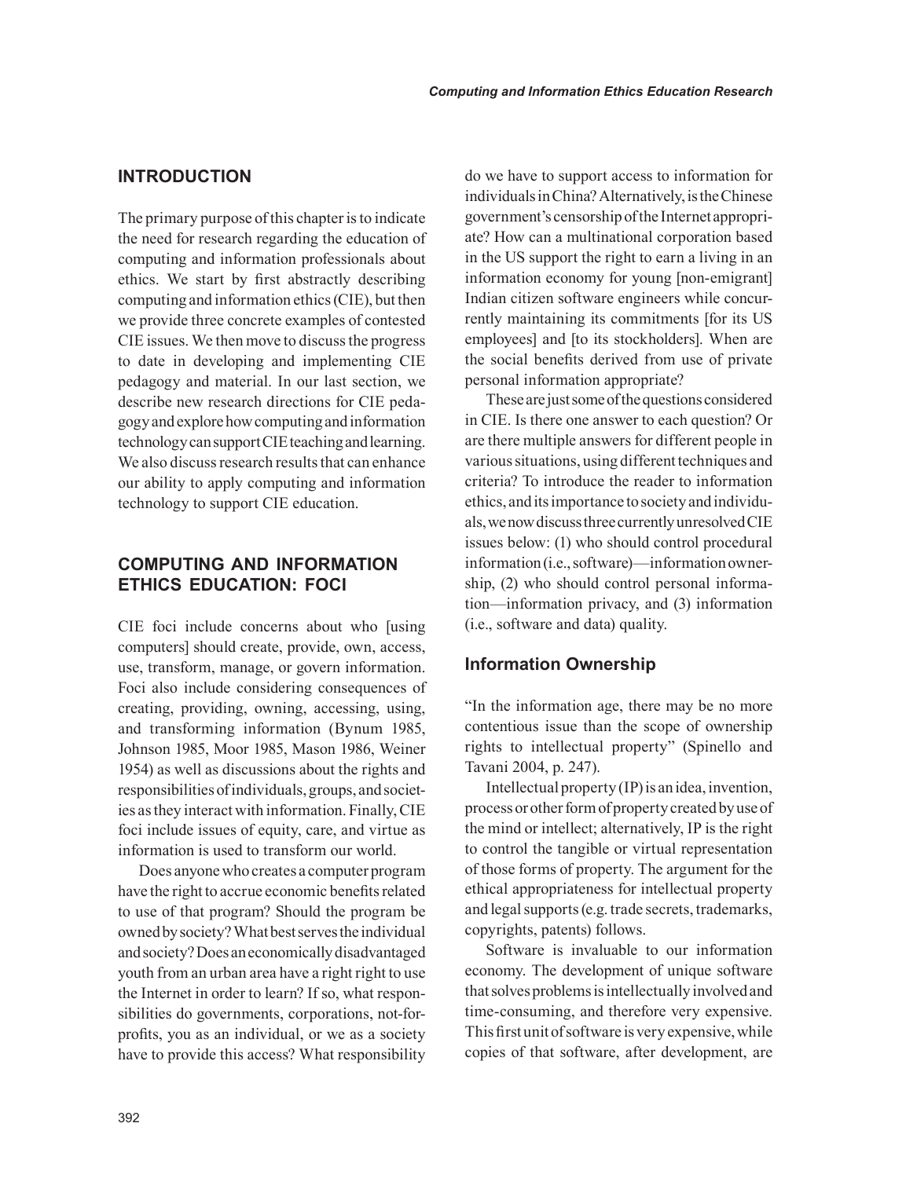## INTRODUCTION

The primary purpose of this chapter is to indicate the need for research regarding the education of computing and information professionals about ethics. We start by first abstractly describing computing and information ethics (CIE), but then we provide three concrete examples of contested CIE issues. We then move to discuss the progress to date in developing and implementing CIE pedagogy and material. In our last section, we describe new research directions for CIE pedagogy and explore how computing and information technology can support CIE teaching and learning. We also discuss research results that can enhance our ability to apply computing and information technology to support CIE education.

## COMPUTING AND INFORMATION ETHICS EDUCATION: FOCI

CIE foci include concerns about who [using computers] should create, provide, own, access, use, transform, manage, or govern information. Foci also include considering consequences of creating, providing, owning, accessing, using, and transforming information (Bynum 1985, Johnson 1985, Moor 1985, Mason 1986, Weiner 1954) as well as discussions about the rights and responsibilities of individuals, groups, and societies as they interact with information. Finally, CIE foci include issues of equity, care, and virtue as information is used to transform our world.

Does anyone who creates a computer program have the right to accrue economic benefits related to use of that program? Should the program be owned by society? What best serves the individual and society? Does an economically disadvantaged youth from an urban area have a right right to use the Internet in order to learn? If so, what responsibilities do governments, corporations, not-for-profits, you as an individual, or we as a society have to provide this access? What responsibility do we have to support access to information for individuals in China? Alternatively, is the Chinese government's censorship of the Internet appropriate? How can a multinational corporation based in the US support the right to earn a living in an information economy for young [non-emigrant] Indian citizen software engineers while concurrently maintaining its commitments [for its US employees] and [to its stockholders]. When are the social benefits derived from use of private personal information appropriate?

These are just some of the questions considered in CIE. Is there one answer to each question? Or are there multiple answers for different people in various situations, using different techniques and criteria? To introduce the reader to information ethics, and its importance to society and individuals, we now discuss three currently unresolved CIE issues below: (1) who should control procedural information (i.e., software)—information ownership, (2) who should control personal information—information privacy, and (3) information (i.e., software and data) quality.

### Information Ownership

"In the information age, there may be no more contentious issue than the scope of ownership rights to intellectual property" (Spinello and Tavani 2004, p. 247).

Intellectual property (IP) is an idea, invention, process or other form of property created by use of the mind or intellect; alternatively, IP is the right to control the tangible or virtual representation of those forms of property. The argument for the ethical appropriateness for intellectual property and legal supports (e.g. trade secrets, trademarks, copyrights, patents) follows.

Software is invaluable to our information economy. The development of unique software that solves problems is intellectually involved and time-consuming, and therefore very expensive. This first unit of software is very expensive, while copies of that software, after development, are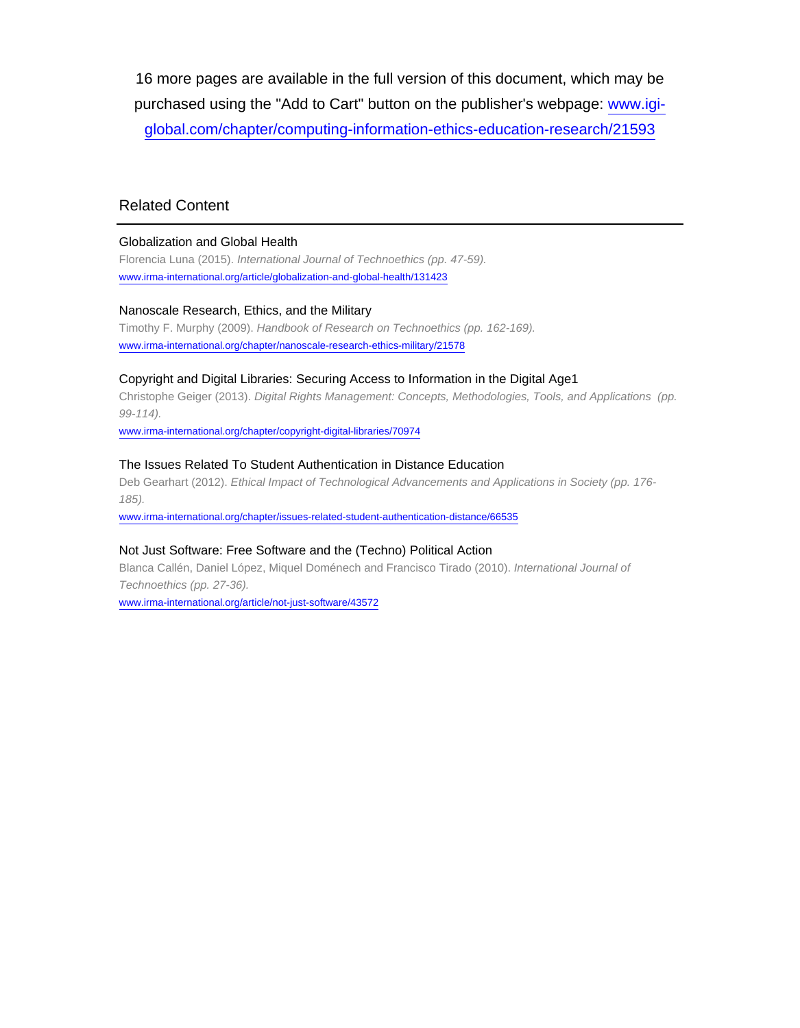16 more pages are available in the full version of this document, which may be purchased using the "Add to Cart" button on the publisher's webpage: www.igi-global.com/chapter/computing-information-ethics-education-research/21593

## Related Content

Globalization and Global Health
Florencia Luna (2015). *International Journal of Technoethics (pp. 47-59).*
www.irma-international.org/article/globalization-and-global-health/131423

Nanoscale Research, Ethics, and the Military
Timothy F. Murphy (2009). *Handbook of Research on Technoethics (pp. 162-169).*
www.irma-international.org/chapter/nanoscale-research-ethics-military/21578

Copyright and Digital Libraries: Securing Access to Information in the Digital Age1
Christophe Geiger (2013). *Digital Rights Management: Concepts, Methodologies, Tools, and Applications (pp. 99-114).*
www.irma-international.org/chapter/copyright-digital-libraries/70974

The Issues Related To Student Authentication in Distance Education
Deb Gearhart (2012). *Ethical Impact of Technological Advancements and Applications in Society (pp. 176-185).*
www.irma-international.org/chapter/issues-related-student-authentication-distance/66535

Not Just Software: Free Software and the (Techno) Political Action
Blanca Callén, Daniel López, Miquel Doménech and Francisco Tirado (2010). *International Journal of Technoethics (pp. 27-36).*
www.irma-international.org/article/not-just-software/43572